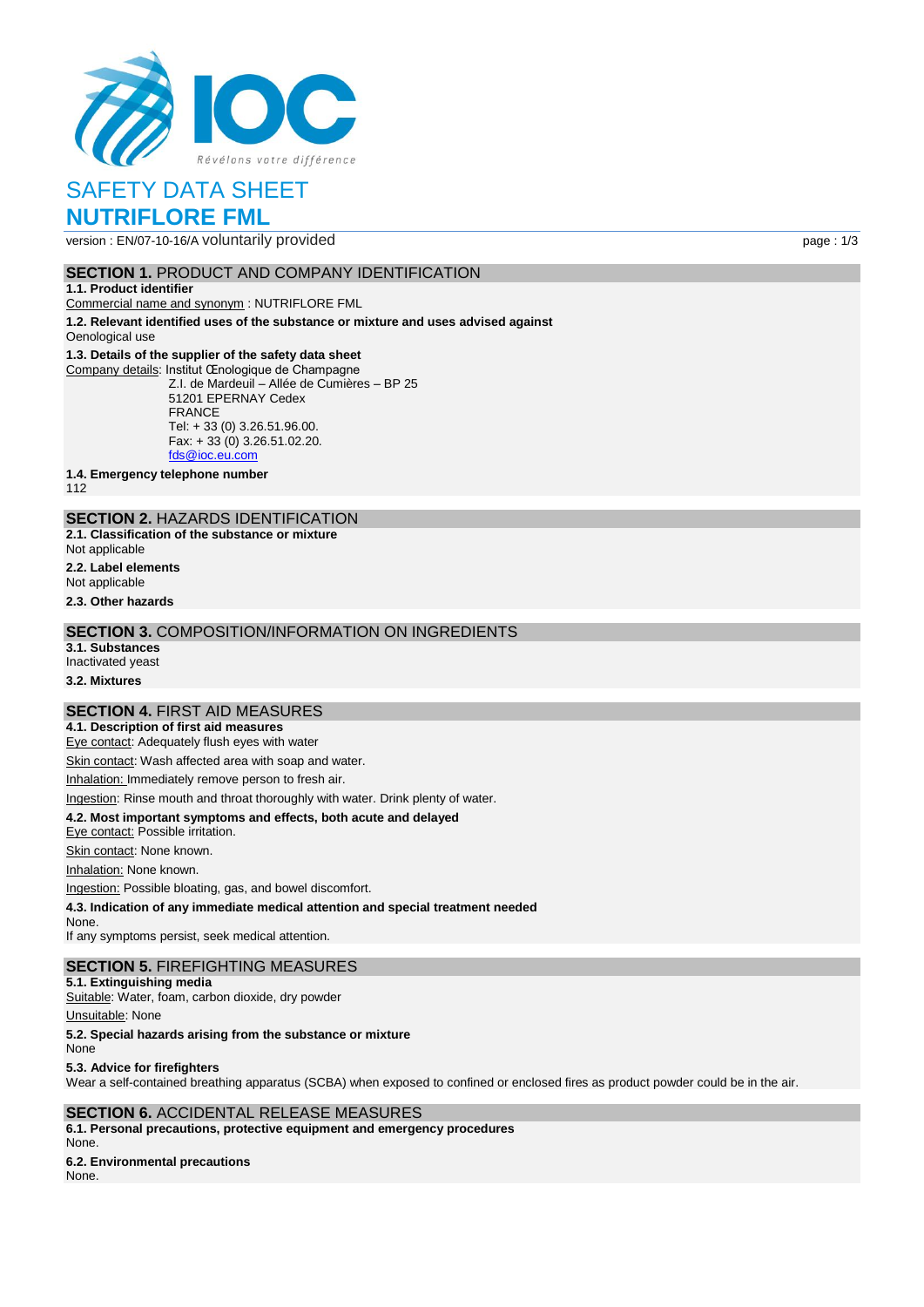# SAFETY DATA SHEET

# NUTRIFLORE FML

version : EN/07-10-16/A voluntarily provided

## SECTION 1. PRODUCT AND COMPANY IDENTIFICATION

**1.1. Product identifier**

Commercial name and synonym : NUTRIFLORE FML

**1.2. Relevant identified uses of the substance or mixture and uses advised against**

Oenological use

**1.3. Details of the supplier of the safety data sheet**

Company details: Institut Œnologique de Champagne
Z.I. de Mardeuil – Allée de Cumières – BP 25
51201 EPERNAY Cedex
FRANCE
Tel: + 33 (0) 3.26.51.96.00.
Fax: + 33 (0) 3.26.51.02.20.
fds@ioc.eu.com

**1.4. Emergency telephone number**

112

## SECTION 2. HAZARDS IDENTIFICATION

**2.1. Classification of the substance or mixture**

Not applicable

**2.2. Label elements**

Not applicable

**2.3. Other hazards**

## SECTION 3. COMPOSITION/INFORMATION ON INGREDIENTS

**3.1. Substances**

Inactivated yeast

**3.2. Mixtures**

## SECTION 4. FIRST AID MEASURES

**4.1. Description of first aid measures**

Eye contact: Adequately flush eyes with water

Skin contact: Wash affected area with soap and water.

Inhalation: Immediately remove person to fresh air.

Ingestion: Rinse mouth and throat thoroughly with water. Drink plenty of water.

**4.2. Most important symptoms and effects, both acute and delayed**

Eye contact: Possible irritation.

Skin contact: None known.

Inhalation: None known.

Ingestion: Possible bloating, gas, and bowel discomfort.

**4.3. Indication of any immediate medical attention and special treatment needed**

None.
If any symptoms persist, seek medical attention.

## SECTION 5. FIREFIGHTING MEASURES

**5.1. Extinguishing media**

Suitable: Water, foam, carbon dioxide, dry powder

Unsuitable: None

**5.2. Special hazards arising from the substance or mixture**

None

**5.3. Advice for firefighters**

Wear a self-contained breathing apparatus (SCBA) when exposed to confined or enclosed fires as product powder could be in the air.

## SECTION 6. ACCIDENTAL RELEASE MEASURES

**6.1. Personal precautions, protective equipment and emergency procedures**

None.

**6.2. Environmental precautions**

None.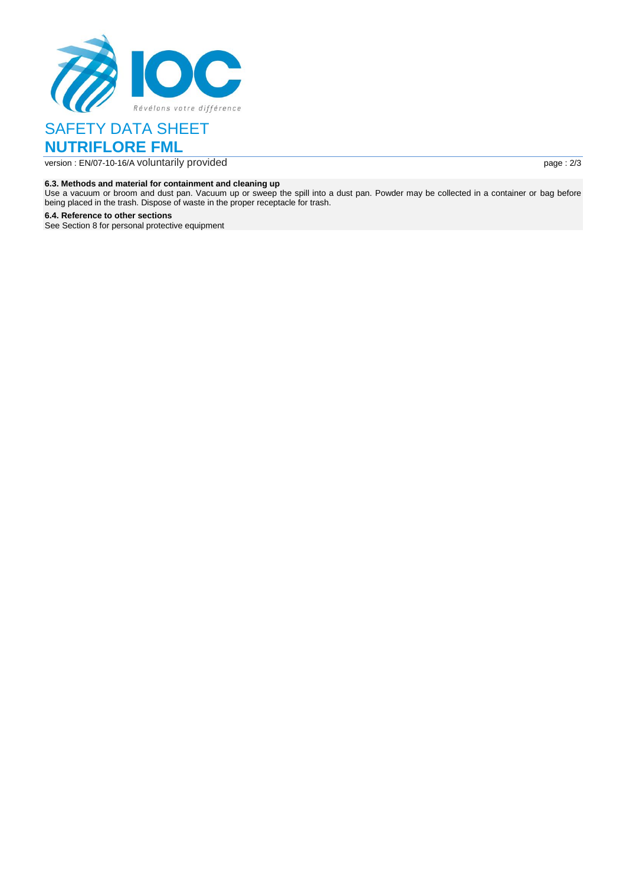#### 6.3. Methods and material for containment and cleaning up

Use a vacuum or broom and dust pan. Vacuum up or sweep the spill into a dust pan. Powder may be collected in a container or bag before being placed in the trash. Dispose of waste in the proper receptacle for trash.

#### 6.4. Reference to other sections

See Section 8 for personal protective equipment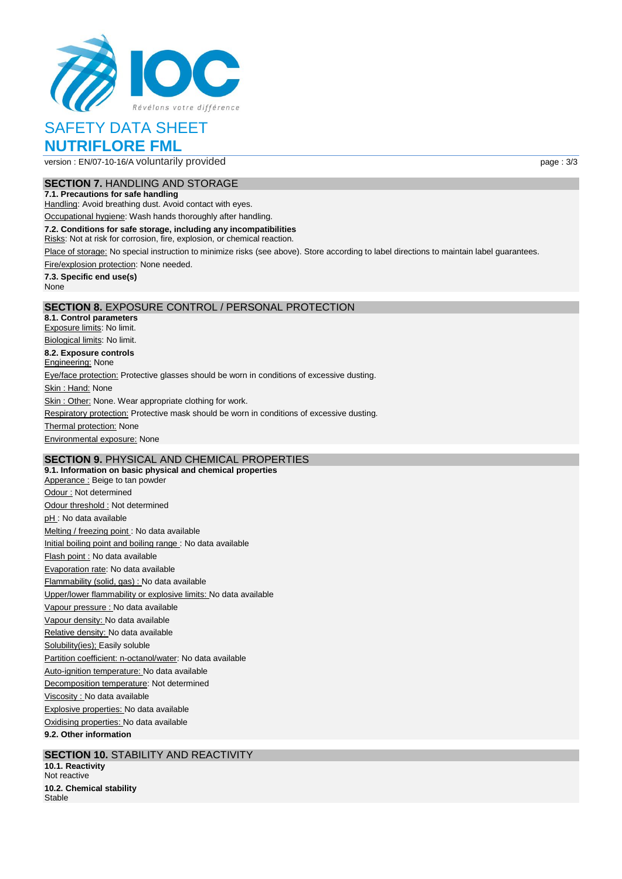# SAFETY DATA SHEET

# NUTRIFLORE FML

version : EN/07-10-16/A voluntarily provided

## SECTION 7. HANDLING AND STORAGE

**7.1. Precautions for safe handling**

Handling: Avoid breathing dust. Avoid contact with eyes.

Occupational hygiene: Wash hands thoroughly after handling.

**7.2. Conditions for safe storage, including any incompatibilities**

Risks: Not at risk for corrosion, fire, explosion, or chemical reaction.

Place of storage: No special instruction to minimize risks (see above). Store according to label directions to maintain label guarantees.

Fire/explosion protection: None needed.

**7.3. Specific end use(s)**

None

## SECTION 8. EXPOSURE CONTROL / PERSONAL PROTECTION

**8.1. Control parameters**

Exposure limits: No limit.

Biological limits: No limit.

**8.2. Exposure controls**

Engineering: None

Eye/face protection: Protective glasses should be worn in conditions of excessive dusting.

Skin : Hand: None

Skin : Other: None. Wear appropriate clothing for work.

Respiratory protection: Protective mask should be worn in conditions of excessive dusting.

Thermal protection: None

Environmental exposure: None

## SECTION 9. PHYSICAL AND CHEMICAL PROPERTIES

**9.1. Information on basic physical and chemical properties**

Apperance : Beige to tan powder

Odour : Not determined

Odour threshold : Not determined

pH : No data available

Melting / freezing point : No data available

Initial boiling point and boiling range : No data available

Flash point : No data available

Evaporation rate: No data available

Flammability (solid, gas) : No data available

Upper/lower flammability or explosive limits: No data available

Vapour pressure : No data available

Vapour density: No data available

Relative density: No data available

Solubility(ies); Easily soluble

Partition coefficient: n-octanol/water: No data available

Auto-ignition temperature: No data available

Decomposition temperature: Not determined

Viscosity : No data available

Explosive properties: No data available

Oxidising properties: No data available

**9.2. Other information**

## SECTION 10. STABILITY AND REACTIVITY

**10.1. Reactivity**

Not reactive

**10.2. Chemical stability**

Stable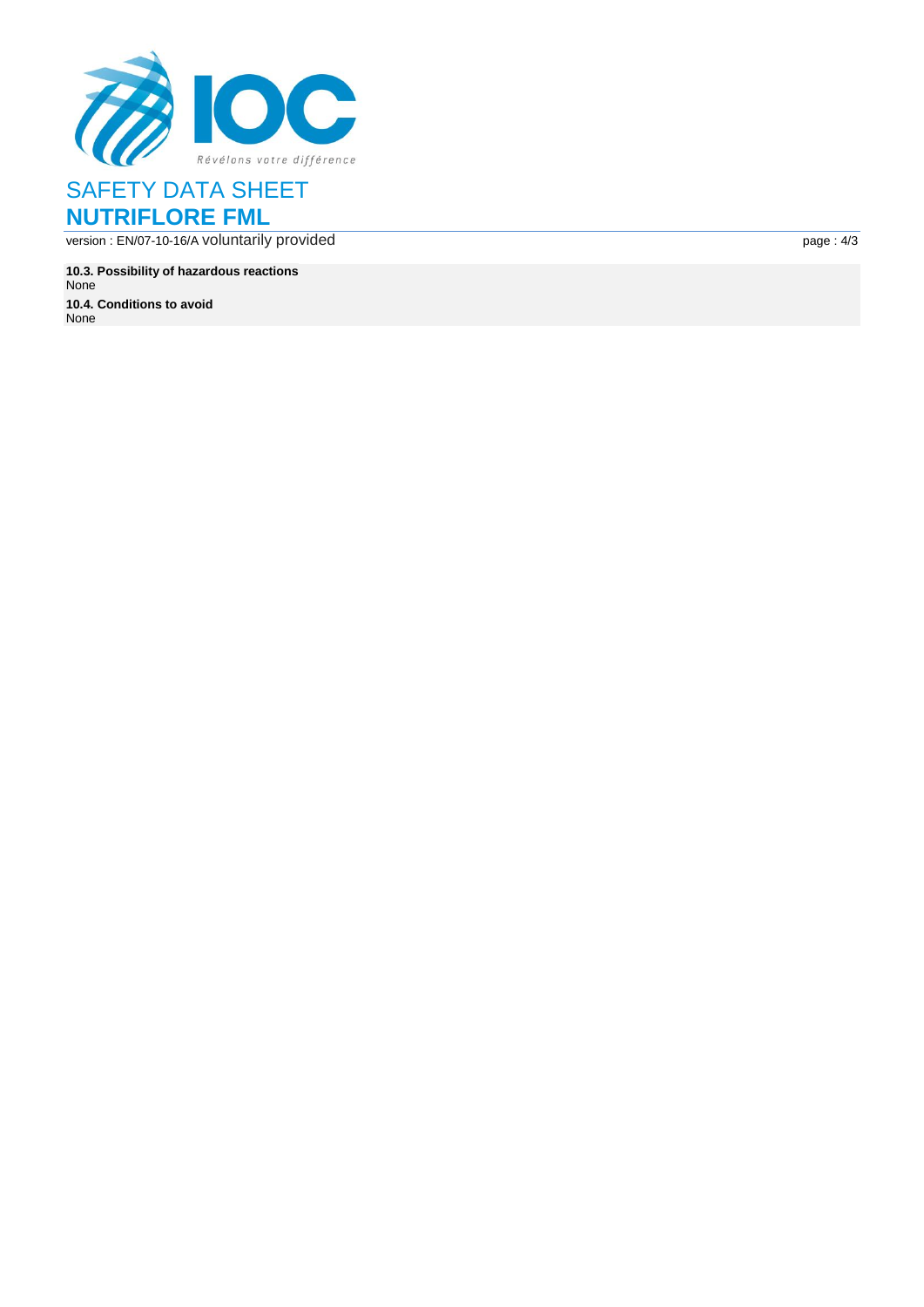**10.3. Possibility of hazardous reactions**

None

**10.4. Conditions to avoid**

None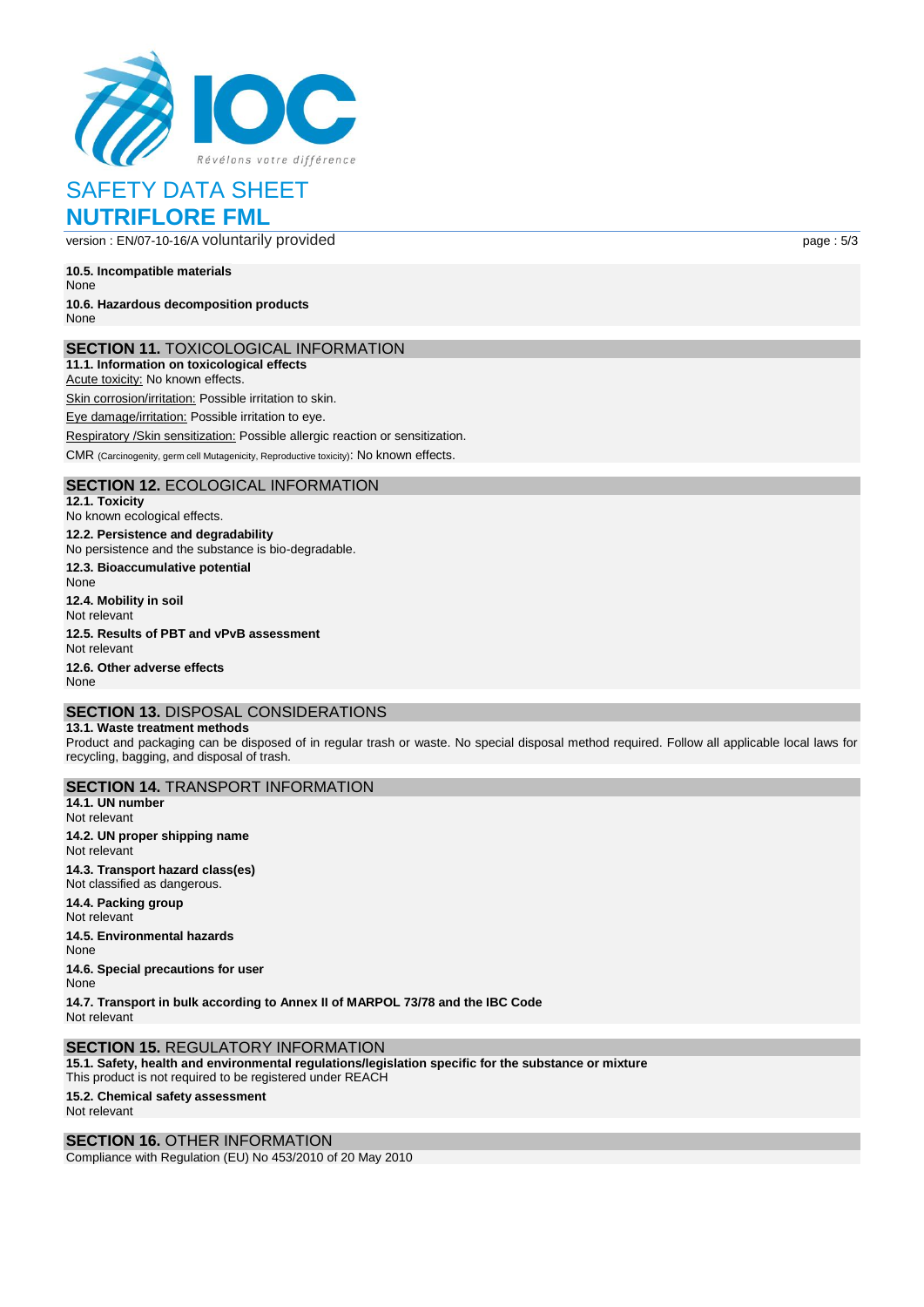### 10.5. Incompatible materials

None

### 10.6. Hazardous decomposition products

None

## SECTION 11. TOXICOLOGICAL INFORMATION

### 11.1. Information on toxicological effects

Acute toxicity: No known effects.

Skin corrosion/irritation: Possible irritation to skin.

Eye damage/irritation: Possible irritation to eye.

Respiratory /Skin sensitization: Possible allergic reaction or sensitization.

CMR (Carcinogenity, germ cell Mutagenicity, Reproductive toxicity): No known effects.

## SECTION 12. ECOLOGICAL INFORMATION

### 12.1. Toxicity

No known ecological effects.

### 12.2. Persistence and degradability

No persistence and the substance is bio-degradable.

### 12.3. Bioaccumulative potential

None

### 12.4. Mobility in soil

Not relevant

### 12.5. Results of PBT and vPvB assessment

Not relevant

### 12.6. Other adverse effects

None

## SECTION 13. DISPOSAL CONSIDERATIONS

### 13.1. Waste treatment methods

Product and packaging can be disposed of in regular trash or waste. No special disposal method required. Follow all applicable local laws for recycling, bagging, and disposal of trash.

## SECTION 14. TRANSPORT INFORMATION

### 14.1. UN number

Not relevant

### 14.2. UN proper shipping name

Not relevant

### 14.3. Transport hazard class(es)

Not classified as dangerous.

### 14.4. Packing group

Not relevant

### 14.5. Environmental hazards

None

### 14.6. Special precautions for user

None

### 14.7. Transport in bulk according to Annex II of MARPOL 73/78 and the IBC Code

Not relevant

## SECTION 15. REGULATORY INFORMATION

### 15.1. Safety, health and environmental regulations/legislation specific for the substance or mixture

This product is not required to be registered under REACH

### 15.2. Chemical safety assessment

Not relevant

## SECTION 16. OTHER INFORMATION

Compliance with Regulation (EU) No 453/2010 of 20 May 2010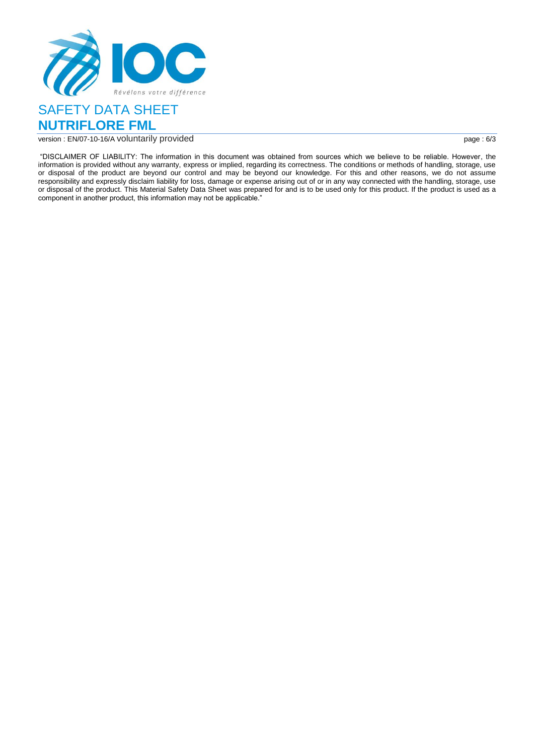"DISCLAIMER OF LIABILITY: The information in this document was obtained from sources which we believe to be reliable. However, the information is provided without any warranty, express or implied, regarding its correctness. The conditions or methods of handling, storage, use or disposal of the product are beyond our control and may be beyond our knowledge. For this and other reasons, we do not assume responsibility and expressly disclaim liability for loss, damage or expense arising out of or in any way connected with the handling, storage, use or disposal of the product. This Material Safety Data Sheet was prepared for and is to be used only for this product. If the product is used as a component in another product, this information may not be applicable."